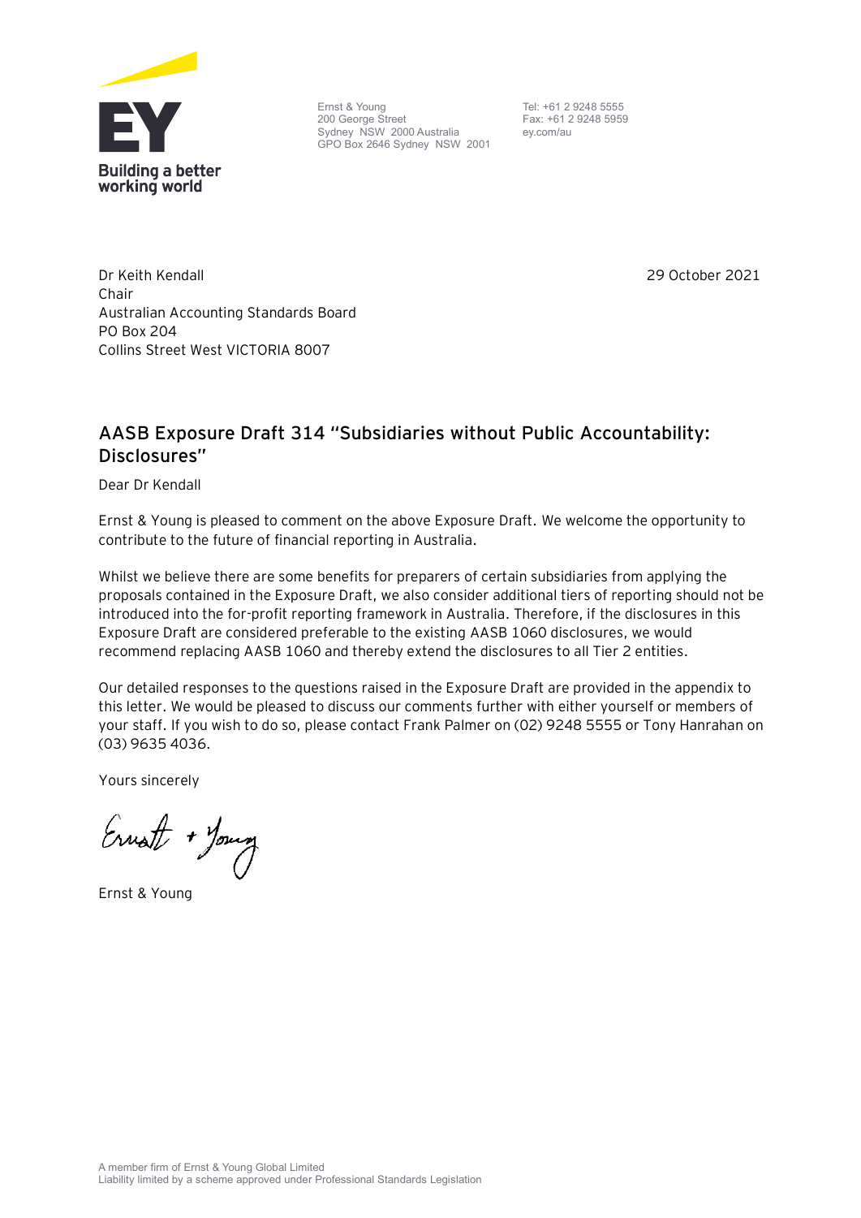Building a better working world

Ernst & Young
200 George Street
Sydney NSW 2000 Australia
GPO Box 2646 Sydney NSW 2001

Tel: +61 2 9248 5555
Fax: +61 2 9248 5959
ey.com/au

Dr Keith Kendall
Chair
Australian Accounting Standards Board
PO Box 204
Collins Street West VICTORIA 8007

29 October 2021

## AASB Exposure Draft 314 "Subsidiaries without Public Accountability: Disclosures"

Dear Dr Kendall

Ernst & Young is pleased to comment on the above Exposure Draft. We welcome the opportunity to contribute to the future of financial reporting in Australia.

Whilst we believe there are some benefits for preparers of certain subsidiaries from applying the proposals contained in the Exposure Draft, we also consider additional tiers of reporting should not be introduced into the for-profit reporting framework in Australia. Therefore, if the disclosures in this Exposure Draft are considered preferable to the existing AASB 1060 disclosures, we would recommend replacing AASB 1060 and thereby extend the disclosures to all Tier 2 entities.

Our detailed responses to the questions raised in the Exposure Draft are provided in the appendix to this letter. We would be pleased to discuss our comments further with either yourself or members of your staff. If you wish to do so, please contact Frank Palmer on (02) 9248 5555 or Tony Hanrahan on (03) 9635 4036.

Yours sincerely

Ernst & Young

A member firm of Ernst & Young Global Limited
Liability limited by a scheme approved under Professional Standards Legislation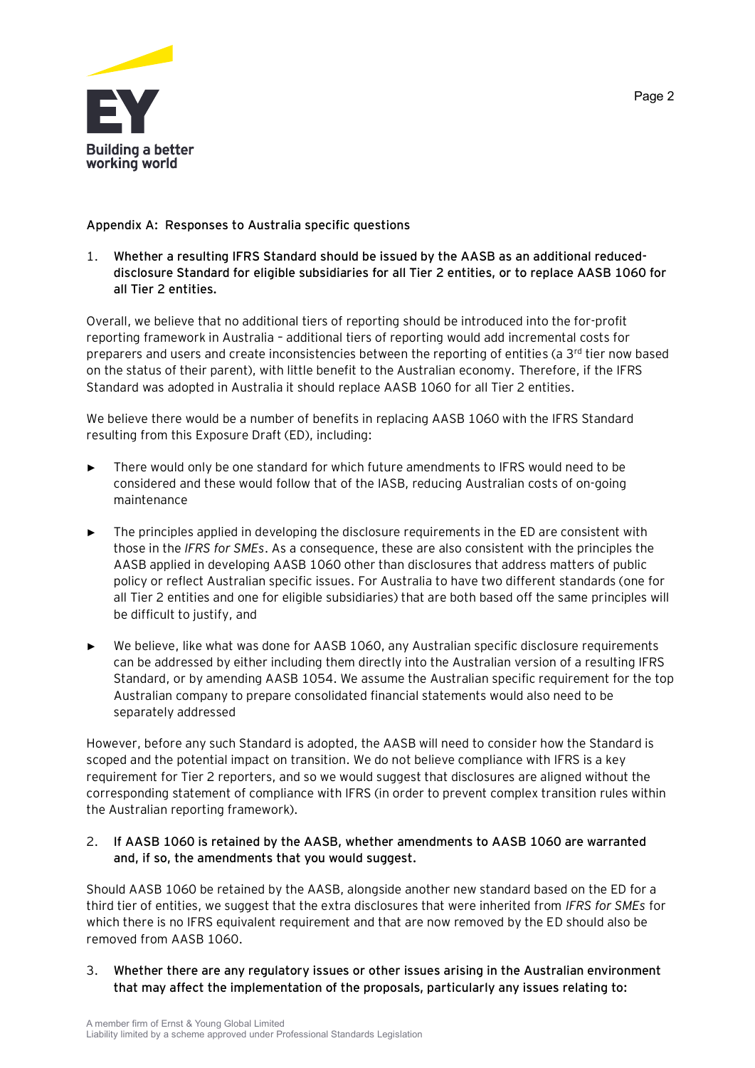## Appendix A: Responses to Australia specific questions

1. **Whether a resulting IFRS Standard should be issued by the AASB as an additional reduced-disclosure Standard for eligible subsidiaries for all Tier 2 entities, or to replace AASB 1060 for all Tier 2 entities.**

Overall, we believe that no additional tiers of reporting should be introduced into the for-profit reporting framework in Australia – additional tiers of reporting would add incremental costs for preparers and users and create inconsistencies between the reporting of entities (a 3rd tier now based on the status of their parent), with little benefit to the Australian economy. Therefore, if the IFRS Standard was adopted in Australia it should replace AASB 1060 for all Tier 2 entities.

We believe there would be a number of benefits in replacing AASB 1060 with the IFRS Standard resulting from this Exposure Draft (ED), including:

- There would only be one standard for which future amendments to IFRS would need to be considered and these would follow that of the IASB, reducing Australian costs of on-going maintenance
- The principles applied in developing the disclosure requirements in the ED are consistent with those in the *IFRS for SMEs*. As a consequence, these are also consistent with the principles the AASB applied in developing AASB 1060 other than disclosures that address matters of public policy or reflect Australian specific issues. For Australia to have two different standards (one for all Tier 2 entities and one for eligible subsidiaries) that are both based off the same principles will be difficult to justify, and
- We believe, like what was done for AASB 1060, any Australian specific disclosure requirements can be addressed by either including them directly into the Australian version of a resulting IFRS Standard, or by amending AASB 1054. We assume the Australian specific requirement for the top Australian company to prepare consolidated financial statements would also need to be separately addressed

However, before any such Standard is adopted, the AASB will need to consider how the Standard is scoped and the potential impact on transition. We do not believe compliance with IFRS is a key requirement for Tier 2 reporters, and so we would suggest that disclosures are aligned without the corresponding statement of compliance with IFRS (in order to prevent complex transition rules within the Australian reporting framework).

2. **If AASB 1060 is retained by the AASB, whether amendments to AASB 1060 are warranted and, if so, the amendments that you would suggest.**

Should AASB 1060 be retained by the AASB, alongside another new standard based on the ED for a third tier of entities, we suggest that the extra disclosures that were inherited from *IFRS for SMEs* for which there is no IFRS equivalent requirement and that are now removed by the ED should also be removed from AASB 1060.

3. **Whether there are any regulatory issues or other issues arising in the Australian environment that may affect the implementation of the proposals, particularly any issues relating to:**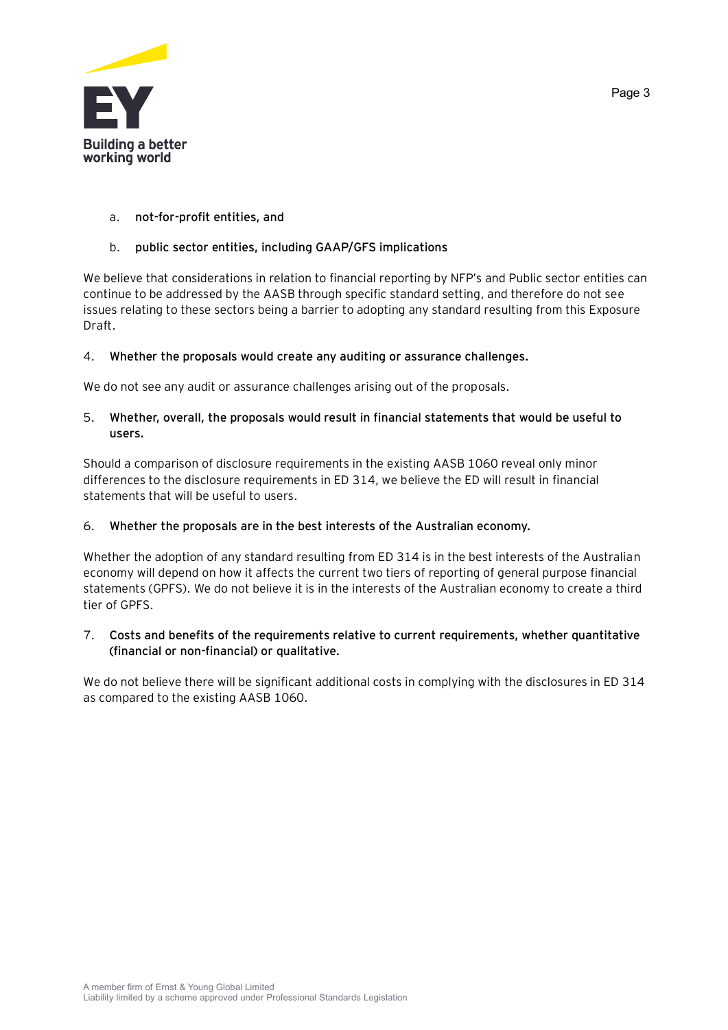a. **not-for-profit entities, and**

b. **public sector entities, including GAAP/GFS implications**

We believe that considerations in relation to financial reporting by NFP's and Public sector entities can continue to be addressed by the AASB through specific standard setting, and therefore do not see issues relating to these sectors being a barrier to adopting any standard resulting from this Exposure Draft.

4. **Whether the proposals would create any auditing or assurance challenges.**

We do not see any audit or assurance challenges arising out of the proposals.

5. **Whether, overall, the proposals would result in financial statements that would be useful to users.**

Should a comparison of disclosure requirements in the existing AASB 1060 reveal only minor differences to the disclosure requirements in ED 314, we believe the ED will result in financial statements that will be useful to users.

6. **Whether the proposals are in the best interests of the Australian economy.**

Whether the adoption of any standard resulting from ED 314 is in the best interests of the Australian economy will depend on how it affects the current two tiers of reporting of general purpose financial statements (GPFS). We do not believe it is in the interests of the Australian economy to create a third tier of GPFS.

7. **Costs and benefits of the requirements relative to current requirements, whether quantitative (financial or non-financial) or qualitative.**

We do not believe there will be significant additional costs in complying with the disclosures in ED 314 as compared to the existing AASB 1060.